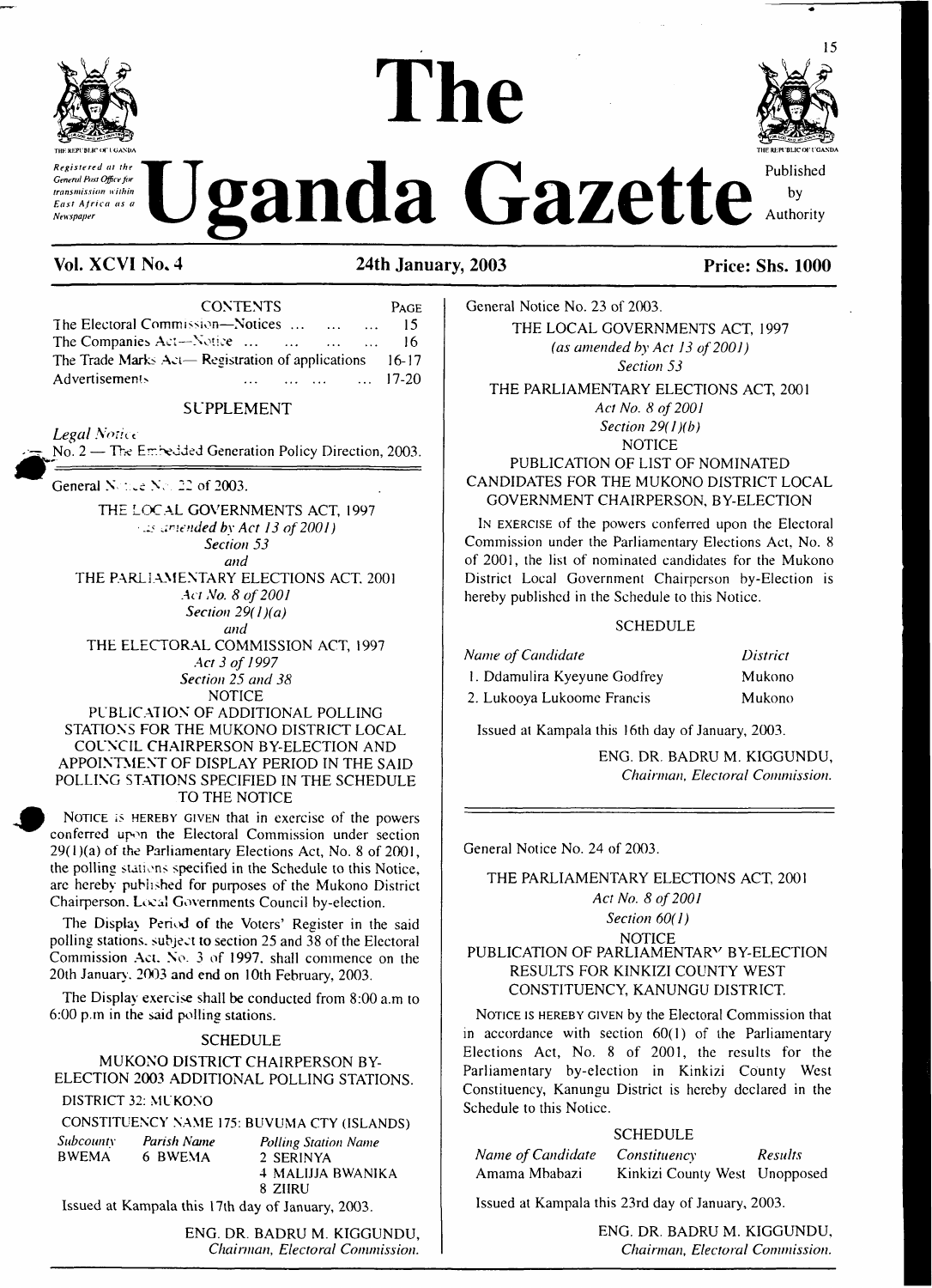# The Uganda Gazette

*Registered at the General Post Office for transmission within East Africa as a Newspaper*

Published by Authority

**Vol. XCVI No. 4** **24th January, 2003** **Price: Shs. 1000**

| CONTENTS | PAGE |
|---|---|
| The Electoral Commission—Notices ... ... ... ... | 15 |
| The Companies Act—Notice ... ... ... ... ... | 16 |
| The Trade Marks Act— Registration of applications | 16-17 |
| Advertisements ... ... ... ... | 17-20 |

SUPPLEMENT

*Legal Notice*

No. 2 — The Embedded Generation Policy Direction, 2003.

---

General Notice No. 22 of 2003.

THE LOCAL GOVERNMENTS ACT, 1997
*(as amended by Act 13 of 2001)*
*Section 53*
*and*
THE PARLIAMENTARY ELECTIONS ACT, 2001
*Act No. 8 of 2001*
*Section 29(1)(a)*
*and*
THE ELECTORAL COMMISSION ACT, 1997
*Act 3 of 1997*
*Section 25 and 38*
NOTICE

PUBLICATION OF ADDITIONAL POLLING STATIONS FOR THE MUKONO DISTRICT LOCAL COUNCIL CHAIRPERSON BY-ELECTION AND APPOINTMENT OF DISPLAY PERIOD IN THE SAID POLLING STATIONS SPECIFIED IN THE SCHEDULE TO THE NOTICE

NOTICE IS HEREBY GIVEN that in exercise of the powers conferred upon the Electoral Commission under section 29(1)(a) of the Parliamentary Elections Act, No. 8 of 2001, the polling stations specified in the Schedule to this Notice, are hereby published for purposes of the Mukono District Chairperson. Local Governments Council by-election.

The Display Period of the Voters' Register in the said polling stations, subject to section 25 and 38 of the Electoral Commission Act, No. 3 of 1997, shall commence on the 20th January, 2003 and end on 10th February, 2003.

The Display exercise shall be conducted from 8:00 a.m to 6:00 p.m in the said polling stations.

SCHEDULE

MUKONO DISTRICT CHAIRPERSON BY-ELECTION 2003 ADDITIONAL POLLING STATIONS.

DISTRICT 32: MUKONO

CONSTITUENCY NAME 175: BUVUMA CTY (ISLANDS)

| *Subcounty* | *Parish Name* | *Polling Station Name* |
|---|---|---|
| BWEMA | 6 BWEMA | 2 SERINYA |
| | | 4 MALIJJA BWANIKA |
| | | 8 ZIIRU |

Issued at Kampala this 17th day of January, 2003.

ENG. DR. BADRU M. KIGGUNDU,
*Chairman, Electoral Commission.*

---

General Notice No. 23 of 2003.

THE LOCAL GOVERNMENTS ACT, 1997
*(as amended by Act 13 of 2001)*
*Section 53*
THE PARLIAMENTARY ELECTIONS ACT, 2001
*Act No. 8 of 2001*
*Section 29(1)(b)*
NOTICE

PUBLICATION OF LIST OF NOMINATED CANDIDATES FOR THE MUKONO DISTRICT LOCAL GOVERNMENT CHAIRPERSON, BY-ELECTION

IN EXERCISE of the powers conferred upon the Electoral Commission under the Parliamentary Elections Act, No. 8 of 2001, the list of nominated candidates for the Mukono District Local Government Chairperson by-Election is hereby published in the Schedule to this Notice.

SCHEDULE

| *Name of Candidate* | *District* |
|---|---|
| 1. Ddamulira Kyeyune Godfrey | Mukono |
| 2. Lukooya Lukoome Francis | Mukono |

Issued at Kampala this 16th day of January, 2003.

ENG. DR. BADRU M. KIGGUNDU,
*Chairman, Electoral Commission.*

---

General Notice No. 24 of 2003.

THE PARLIAMENTARY ELECTIONS ACT, 2001
*Act No. 8 of 2001*
*Section 60(1)*
NOTICE

PUBLICATION OF PARLIAMENTARY BY-ELECTION RESULTS FOR KINKIZI COUNTY WEST CONSTITUENCY, KANUNGU DISTRICT.

NOTICE IS HEREBY GIVEN by the Electoral Commission that in accordance with section 60(1) of the Parliamentary Elections Act, No. 8 of 2001, the results for the Parliamentary by-election in Kinkizi County West Constituency, Kanungu District is hereby declared in the Schedule to this Notice.

SCHEDULE

| *Name of Candidate* | *Constituency* | *Results* |
|---|---|---|
| Amama Mbabazi | Kinkizi County West | Unopposed |

Issued at Kampala this 23rd day of January, 2003.

ENG. DR. BADRU M. KIGGUNDU,
*Chairman, Electoral Commission.*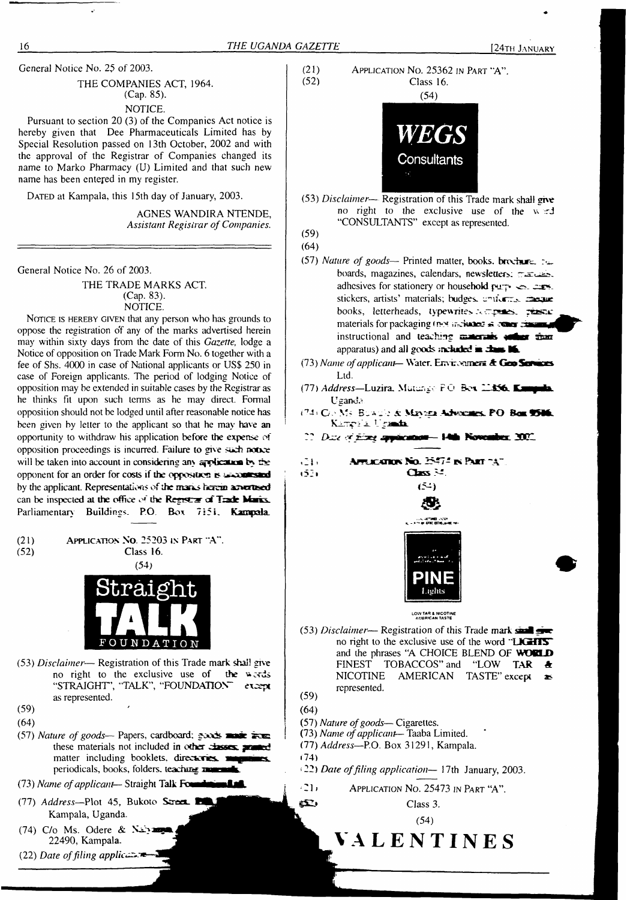General Notice No. 25 of 2003.

THE COMPANIES ACT, 1964.
(Cap. 85).
NOTICE.

Pursuant to section 20 (3) of the Companies Act notice is hereby given that Dee Pharmaceuticals Limited has by Special Resolution passed on 13th October, 2002 and with the approval of the Registrar of Companies changed its name to Marko Pharmacy (U) Limited and that such new name has been entered in my register.

DATED at Kampala, this 15th day of January, 2003.

AGNES WANDIRA NTENDE,
*Assistant Registrar of Companies.*

---

General Notice No. 26 of 2003.

THE TRADE MARKS ACT.
(Cap. 83).
NOTICE.

NOTICE IS HEREBY GIVEN that any person who has grounds to oppose the registration of any of the marks advertised herein may within sixty days from the date of this *Gazette,* lodge a Notice of opposition on Trade Mark Form No. 6 together with a fee of Shs. 4000 in case of National applicants or US$ 250 in case of Foreign applicants. The period of lodging Notice of opposition may be extended in suitable cases by the Registrar as he thinks fit upon such terms as he may direct. Formal opposition should not be lodged until after reasonable notice has been given by letter to the applicant so that he may have an opportunity to withdraw his application before the expense of opposition proceedings is incurred. Failure to give such notice will be taken into account in considering any application by the opponent for an order for costs if the opposition is uncontested by the applicant. Representations of the marks herein advertised can be inspected at the office of the Registrar of Trade Marks, Parliamentary Buildings, P.O. Box 7151, Kampala.

(21) APPLICATION NO. 25203 IN PART "A".
(52) Class 16.
(54)

Straight TALK FOUNDATION

(53) *Disclaimer*— Registration of this Trade mark shall give no right to the exclusive use of the words "STRAIGHT", "TALK", "FOUNDATION" except as represented.
(59)
(64)
(57) *Nature of goods*— Papers, cardboard; goods made from these materials not included in other classes, printed matter including booklets, directories, magazines, periodicals, books, folders, teaching materials.
(73) *Name of applicant*— Straight Talk Foundation Ltd.
(77) *Address*—Plot 45, Bukoto Street, P.O. Box ..., Kampala, Uganda.
(74) C/o Ms. Odere & Nabyama..., ... 22490, Kampala.
(22) *Date of filing application*—

(21) APPLICATION NO. 25362 IN PART "A".
(52) Class 16.
(54)

WEGS Consultants

(53) *Disclaimer*— Registration of this Trade mark shall give no right to the exclusive use of the word "CONSULTANTS" except as represented.
(59)
(64)
(57) *Nature of goods*— Printed matter, books, brochures, ... boards, magazines, calendars, newsletters, ... adhesives for stationery or household purposes, ... stickers, artists' materials; budges, ... books, letterheads, typewriters, ... plastic materials for packaging (not included in other classes), instructional and teaching materials (other than apparatus) and all goods included in class 16.
(73) *Name of applicant*— Water, Environment & Geo Services Ltd.
(77) *Address*—Luzira, Mutungo P.O. Box ...456, Kampala, Uganda.
(74) C/o M/s. B... & M... Advocates, P.O. Box 9516, Kampala, Uganda.
(22) *Date of filing application*— 14th November, 2002.

(21) APPLICATION NO. 25472 IN PART "A".
(52) Class 34.
(54)

PINE Lights
LOW TAR & NICOTINE AMERICAN TASTE

(53) *Disclaimer*— Registration of this Trade mark shall give no right to the exclusive use of the word "LIGHTS" and the phrases "A CHOICE BLEND OF WORLD FINEST TOBACCOS" and "LOW TAR & NICOTINE AMERICAN TASTE" except as represented.
(59)
(64)
(57) *Nature of goods*— Cigarettes.
(73) *Name of applicant*— Taaba Limited.
(77) *Address*—P.O. Box 31291, Kampala.
(74)
(22) *Date of filing application*— 17th January, 2003.

(21) APPLICATION NO. 25473 IN PART "A".
(52) Class 3.
(54)

VALENTINES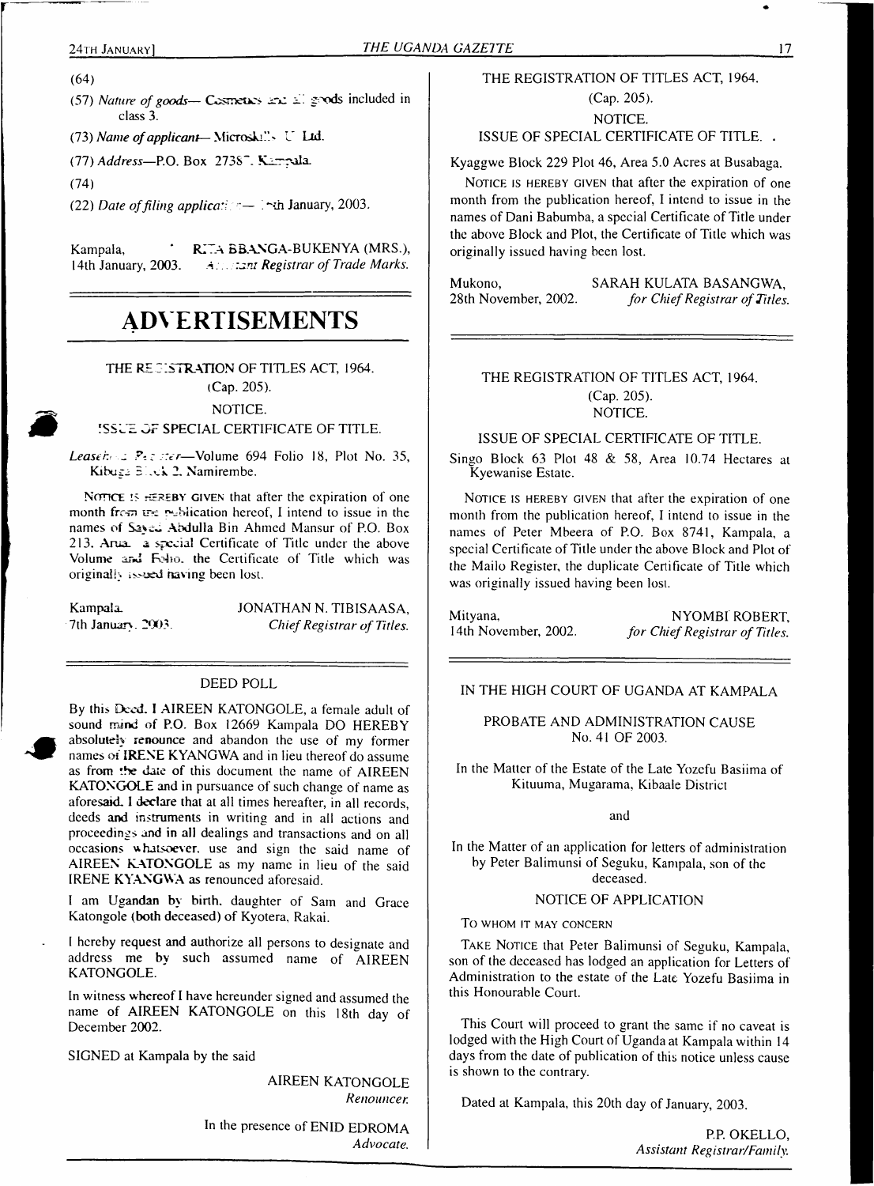(64)

(57) *Nature of goods*— Cosmetics and all goods included in class 3.

(73) *Name of applicant*— Microskills U Ltd.

(77) *Address*—P.O. Box 27387, Kampala.

(74)

(22) *Date of filing application*— 14th January, 2003.

Kampala, 14th January, 2003.

RITA BBANGA-BUKENYA (MRS.), *Assistant Registrar of Trade Marks.*

# ADVERTISEMENTS

THE REGISTRATION OF TITLES ACT, 1964.

(Cap. 205).

NOTICE.

ISSUE OF SPECIAL CERTIFICATE OF TITLE.

*Leasehold Register*—Volume 694 Folio 18, Plot No. 35, Kibuga Block 2, Namirembe.

NOTICE IS HEREBY GIVEN that after the expiration of one month from the publication hereof, I intend to issue in the names of Sayed Abdulla Bin Ahmed Mansur of P.O. Box 213, Arua, a special Certificate of Title under the above Volume and Folio, the Certificate of Title which was originally issued having been lost.

Kampala, 7th January, 2003.

JONATHAN N. TIBISAASA, *Chief Registrar of Titles.*

DEED POLL

By this Deed, I AIREEN KATONGOLE, a female adult of sound mind of P.O. Box 12669 Kampala DO HEREBY absolutely renounce and abandon the use of my former names of IRENE KYANGWA and in lieu thereof do assume as from the date of this document the name of AIREEN KATONGOLE and in pursuance of such change of name as aforesaid, I declare that at all times hereafter, in all records, deeds and instruments in writing and in all actions and proceedings and in all dealings and transactions and on all occasions whatsoever, use and sign the said name of AIREEN KATONGOLE as my name in lieu of the said IRENE KYANGWA as renounced aforesaid.

I am Ugandan by birth, daughter of Sam and Grace Katongole (both deceased) of Kyotera, Rakai.

I hereby request and authorize all persons to designate and address me by such assumed name of AIREEN KATONGOLE.

In witness whereof I have hereunder signed and assumed the name of AIREEN KATONGOLE on this 18th day of December 2002.

SIGNED at Kampala by the said

AIREEN KATONGOLE *Renouncer.*

In the presence of ENID EDROMA *Advocate.*

THE REGISTRATION OF TITLES ACT, 1964.

(Cap. 205).

NOTICE.

ISSUE OF SPECIAL CERTIFICATE OF TITLE.

Kyaggwe Block 229 Plot 46, Area 5.0 Acres at Busabaga.

NOTICE IS HEREBY GIVEN that after the expiration of one month from the publication hereof, I intend to issue in the names of Dani Babumba, a special Certificate of Title under the above Block and Plot, the Certificate of Title which was originally issued having been lost.

Mukono, 28th November, 2002.

SARAH KULATA BASANGWA, *for Chief Registrar of Titles.*

THE REGISTRATION OF TITLES ACT, 1964.

(Cap. 205).

NOTICE.

ISSUE OF SPECIAL CERTIFICATE OF TITLE.

Singo Block 63 Plot 48 & 58, Area 10.74 Hectares at Kyewanise Estate.

NOTICE IS HEREBY GIVEN that after the expiration of one month from the publication hereof, I intend to issue in the names of Peter Mbeera of P.O. Box 8741, Kampala, a special Certificate of Title under the above Block and Plot of the Mailo Register, the duplicate Certificate of Title which was originally issued having been lost.

Mityana, 14th November, 2002.

NYOMBI ROBERT, *for Chief Registrar of Titles.*

IN THE HIGH COURT OF UGANDA AT KAMPALA

PROBATE AND ADMINISTRATION CAUSE No. 41 OF 2003.

In the Matter of the Estate of the Late Yozefu Basiima of Kituuma, Mugarama, Kibaale District

and

In the Matter of an application for letters of administration by Peter Balimunsi of Seguku, Kampala, son of the deceased.

NOTICE OF APPLICATION

TO WHOM IT MAY CONCERN

TAKE NOTICE that Peter Balimunsi of Seguku, Kampala, son of the deceased has lodged an application for Letters of Administration to the estate of the Late Yozefu Basiima in this Honourable Court.

This Court will proceed to grant the same if no caveat is lodged with the High Court of Uganda at Kampala within 14 days from the date of publication of this notice unless cause is shown to the contrary.

Dated at Kampala, this 20th day of January, 2003.

P.P. OKELLO, *Assistant Registrar/Family.*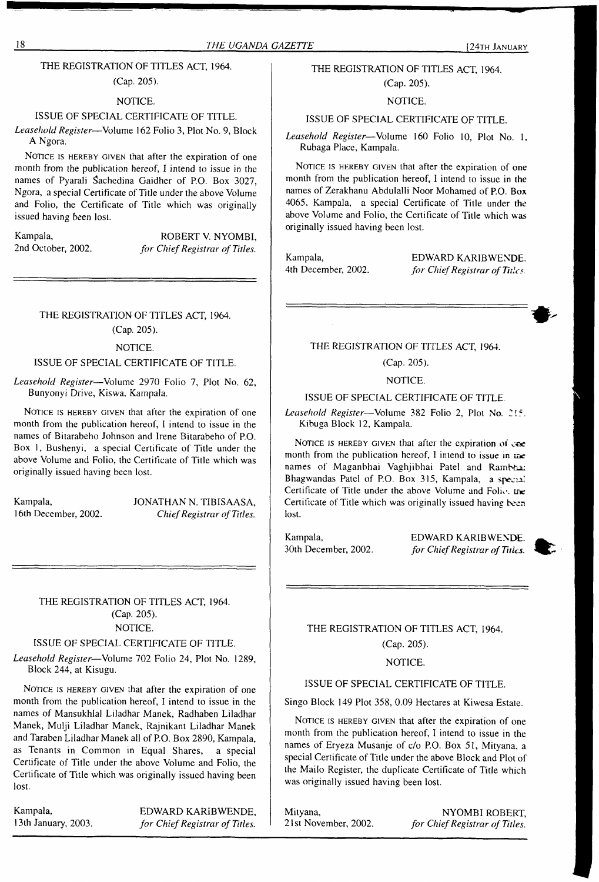THE REGISTRATION OF TITLES ACT, 1964.

(Cap. 205).

NOTICE.

ISSUE OF SPECIAL CERTIFICATE OF TITLE.

*Leasehold Register*—Volume 162 Folio 3, Plot No. 9, Block A Ngora.

NOTICE IS HEREBY GIVEN that after the expiration of one month from the publication hereof, I intend to issue in the names of Pyarali Sachedina Gaidher of P.O. Box 3027, Ngora, a special Certificate of Title under the above Volume and Folio, the Certificate of Title which was originally issued having been lost.

Kampala, 2nd October, 2002.

ROBERT V. NYOMBI, *for Chief Registrar of Titles.*

---

THE REGISTRATION OF TITLES ACT, 1964.

(Cap. 205).

NOTICE.

ISSUE OF SPECIAL CERTIFICATE OF TITLE.

*Leasehold Register*—Volume 2970 Folio 7, Plot No. 62, Bunyonyi Drive, Kiswa, Kampala.

NOTICE IS HEREBY GIVEN that after the expiration of one month from the publication hereof, I intend to issue in the names of Bitarabeho Johnson and Irene Bitarabeho of P.O. Box 1, Bushenyi, a special Certificate of Title under the above Volume and Folio, the Certificate of Title which was originally issued having been lost.

Kampala, 16th December, 2002.

JONATHAN N. TIBISAASA, *Chief Registrar of Titles.*

---

THE REGISTRATION OF TITLES ACT, 1964.

(Cap. 205).

NOTICE.

ISSUE OF SPECIAL CERTIFICATE OF TITLE.

*Leasehold Register*—Volume 702 Folio 24, Plot No. 1289, Block 244, at Kisugu.

NOTICE IS HEREBY GIVEN that after the expiration of one month from the publication hereof, I intend to issue in the names of Mansukhlal Liladhar Manek, Radhaben Liladhar Manek, Mulji Liladhar Manek, Rajnikant Liladhar Manek and Taraben Liladhar Manek all of P.O. Box 2890, Kampala, as Tenants in Common in Equal Shares, a special Certificate of Title under the above Volume and Folio, the Certificate of Title which was originally issued having been lost.

Kampala, 13th January, 2003.

EDWARD KARIBWENDE, *for Chief Registrar of Titles.*

---

THE REGISTRATION OF TITLES ACT, 1964.

(Cap. 205).

NOTICE.

ISSUE OF SPECIAL CERTIFICATE OF TITLE.

*Leasehold Register*—Volume 160 Folio 10, Plot No. 1, Rubaga Place, Kampala.

NOTICE IS HEREBY GIVEN that after the expiration of one month from the publication hereof, I intend to issue in the names of Zerakhanu Abdulalli Noor Mohamed of P.O. Box 4065, Kampala, a special Certificate of Title under the above Volume and Folio, the Certificate of Title which was originally issued having been lost.

Kampala, 4th December, 2002.

EDWARD KARIBWENDE. *for Chief Registrar of Titles.*

---

THE REGISTRATION OF TITLES ACT, 1964.

(Cap. 205).

NOTICE.

ISSUE OF SPECIAL CERTIFICATE OF TITLE.

*Leasehold Register*—Volume 382 Folio 2, Plot No. 215, Kibuga Block 12, Kampala.

NOTICE IS HEREBY GIVEN that after the expiration of one month from the publication hereof, I intend to issue in the names of Maganbhai Vaghjibhai Patel and Rambhai Bhagwandas Patel of P.O. Box 315, Kampala, a special Certificate of Title under the above Volume and Folio, the Certificate of Title which was originally issued having been lost.

Kampala, 30th December, 2002.

EDWARD KARIBWENDE. *for Chief Registrar of Titles.*

---

THE REGISTRATION OF TITLES ACT, 1964.

(Cap. 205).

NOTICE.

ISSUE OF SPECIAL CERTIFICATE OF TITLE.

Singo Block 149 Plot 358, 0.09 Hectares at Kiwesa Estate.

NOTICE IS HEREBY GIVEN that after the expiration of one month from the publication hereof, I intend to issue in the names of Eryeza Musanje of c/o P.O. Box 51, Mityana, a special Certificate of Title under the above Block and Plot of the Mailo Register, the duplicate Certificate of Title which was originally issued having been lost.

Mityana, 21st November, 2002.

NYOMBI ROBERT, *for Chief Registrar of Titles.*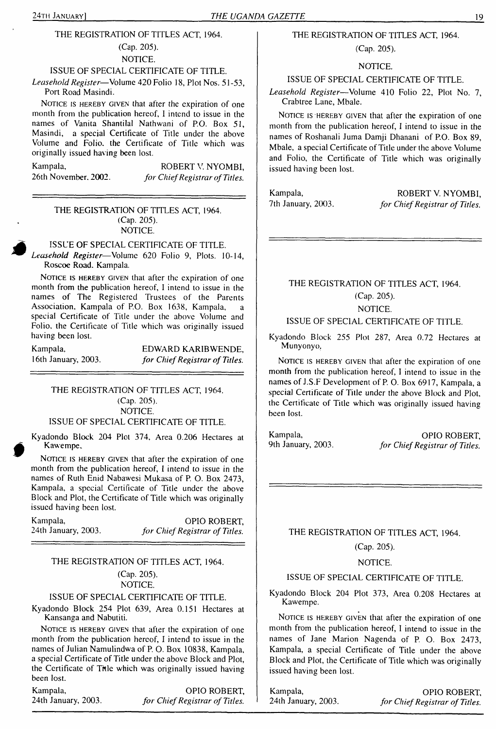THE REGISTRATION OF TITLES ACT, 1964.

(Cap. 205).

NOTICE.

ISSUE OF SPECIAL CERTIFICATE OF TITLE.

*Leasehold Register*—Volume 420 Folio 18, Plot Nos. 51-53, Port Road Masindi.

NOTICE IS HEREBY GIVEN that after the expiration of one month from the publication hereof, I intend to issue in the names of Vanita Shantilal Nathwani of P.O. Box 51, Masindi, a special Certificate of Title under the above Volume and Folio, the Certificate of Title which was originally issued having been lost.

Kampala, 26th November, 2002.

ROBERT V. NYOMBI, *for Chief Registrar of Titles.*

---

THE REGISTRATION OF TITLES ACT, 1964.

(Cap. 205).

NOTICE.

ISSUE OF SPECIAL CERTIFICATE OF TITLE.

*Leasehold Register*—Volume 620 Folio 9, Plots. 10-14, Roscoe Road, Kampala.

NOTICE IS HEREBY GIVEN that after the expiration of one month from the publication hereof, I intend to issue in the names of The Registered Trustees of the Parents Association, Kampala of P.O. Box 1638, Kampala, a special Certificate of Title under the above Volume and Folio, the Certificate of Title which was originally issued having been lost.

Kampala, 16th January, 2003.

EDWARD KARIBWENDE, *for Chief Registrar of Titles.*

---

THE REGISTRATION OF TITLES ACT, 1964.

(Cap. 205).

NOTICE.

ISSUE OF SPECIAL CERTIFICATE OF TITLE.

Kyadondo Block 204 Plot 374, Area 0.206 Hectares at Kawempe.

NOTICE IS HEREBY GIVEN that after the expiration of one month from the publication hereof, I intend to issue in the names of Ruth Enid Nabawesi Mukasa of P. O. Box 2473, Kampala, a special Certificate of Title under the above Block and Plot, the Certificate of Title which was originally issued having been lost.

Kampala, 24th January, 2003.

OPIO ROBERT, *for Chief Registrar of Titles.*

---

THE REGISTRATION OF TITLES ACT, 1964.

(Cap. 205).

NOTICE.

ISSUE OF SPECIAL CERTIFICATE OF TITLE.

Kyadondo Block 254 Plot 639, Area 0.151 Hectares at Kansanga and Nabutiti.

NOTICE IS HEREBY GIVEN that after the expiration of one month from the publication hereof, I intend to issue in the names of Julian Namulindwa of P. O. Box 10838, Kampala, a special Certificate of Title under the above Block and Plot, the Certificate of Title which was originally issued having been lost.

Kampala, 24th January, 2003.

OPIO ROBERT, *for Chief Registrar of Titles.*

---

THE REGISTRATION OF TITLES ACT, 1964.

(Cap. 205).

NOTICE.

ISSUE OF SPECIAL CERTIFICATE OF TITLE.

*Leasehold Register*—Volume 410 Folio 22, Plot No. 7, Crabtree Lane, Mbale.

NOTICE IS HEREBY GIVEN that after the expiration of one month from the publication hereof, I intend to issue in the names of Roshanali Juma Damji Dhanani of P.O. Box 89, Mbale, a special Certificate of Title under the above Volume and Folio, the Certificate of Title which was originally issued having been lost.

Kampala, 7th January, 2003.

ROBERT V. NYOMBI, *for Chief Registrar of Titles.*

---

THE REGISTRATION OF TITLES ACT, 1964.

(Cap. 205).

NOTICE.

ISSUE OF SPECIAL CERTIFICATE OF TITLE.

Kyadondo Block 255 Plot 287, Area 0.72 Hectares at Munyonyo,

NOTICE IS HEREBY GIVEN that after the expiration of one month from the publication hereof, I intend to issue in the names of J.S.F Development of P. O. Box 6917, Kampala, a special Certificate of Title under the above Block and Plot, the Certificate of Title which was originally issued having been lost.

Kampala, 9th January, 2003.

OPIO ROBERT, *for Chief Registrar of Titles.*

---

THE REGISTRATION OF TITLES ACT, 1964.

(Cap. 205).

NOTICE.

ISSUE OF SPECIAL CERTIFICATE OF TITLE.

Kyadondo Block 204 Plot 373, Area 0.208 Hectares at Kawempe.

NOTICE IS HEREBY GIVEN that after the expiration of one month from the publication hereof, I intend to issue in the names of Jane Marion Nagenda of P. O. Box 2473, Kampala, a special Certificate of Title under the above Block and Plot, the Certificate of Title which was originally issued having been lost.

Kampala, 24th January, 2003.

OPIO ROBERT, *for Chief Registrar of Titles.*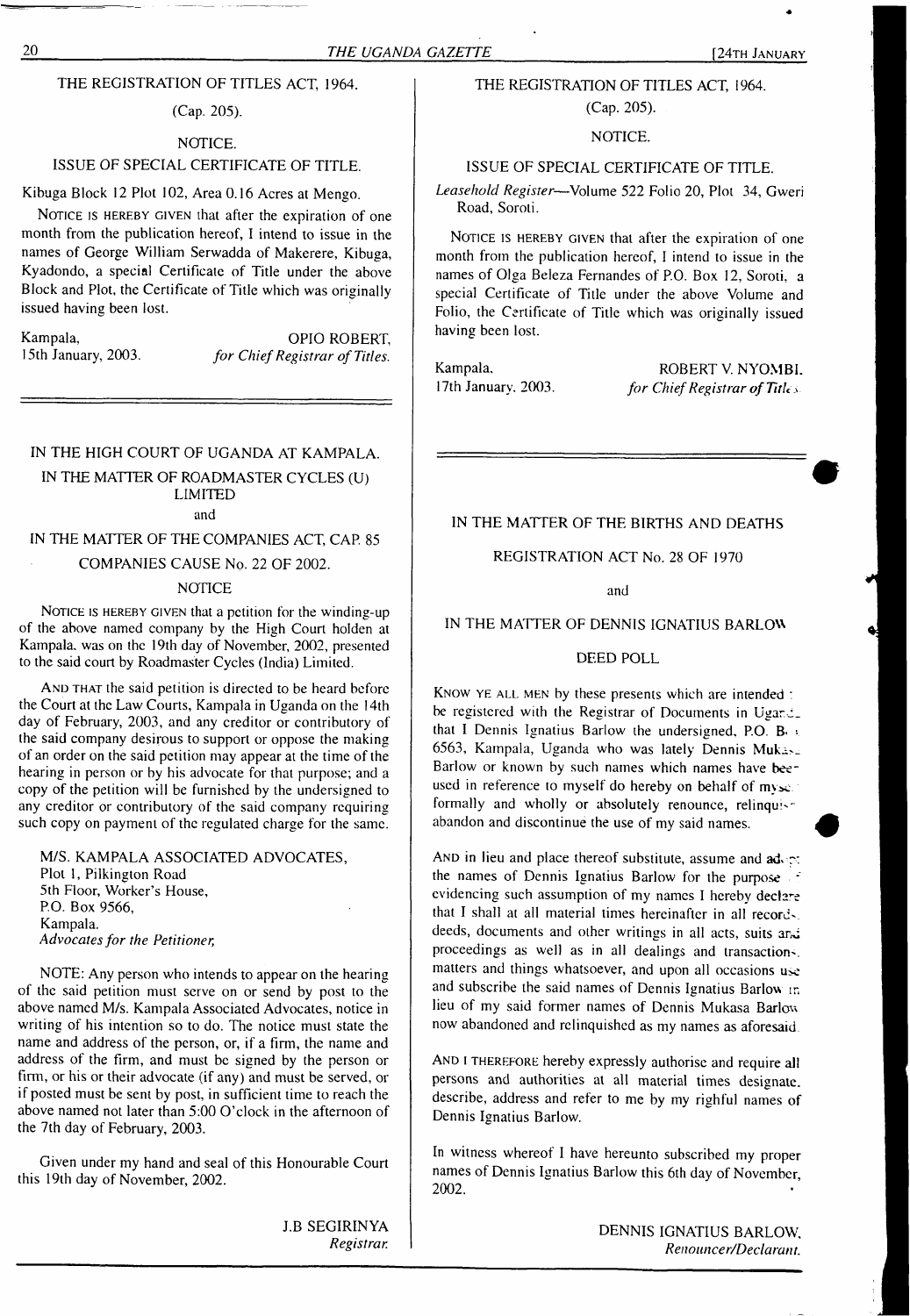THE REGISTRATION OF TITLES ACT, 1964.

(Cap. 205).

NOTICE.

ISSUE OF SPECIAL CERTIFICATE OF TITLE.

Kibuga Block 12 Plot 102, Area 0.16 Acres at Mengo.

NOTICE IS HEREBY GIVEN that after the expiration of one month from the publication hereof, I intend to issue in the names of George William Serwadda of Makerere, Kibuga, Kyadondo, a special Certificate of Title under the above Block and Plot, the Certificate of Title which was originally issued having been lost.

Kampala,
15th January, 2003.

OPIO ROBERT,
*for Chief Registrar of Titles.*

---

IN THE HIGH COURT OF UGANDA AT KAMPALA.

IN THE MATTER OF ROADMASTER CYCLES (U) LIMITED

and

IN THE MATTER OF THE COMPANIES ACT, CAP. 85

COMPANIES CAUSE No. 22 OF 2002.

NOTICE

NOTICE IS HEREBY GIVEN that a petition for the winding-up of the above named company by the High Court holden at Kampala, was on the 19th day of November, 2002, presented to the said court by Roadmaster Cycles (India) Limited.

AND THAT the said petition is directed to be heard before the Court at the Law Courts, Kampala in Uganda on the 14th day of February, 2003, and any creditor or contributory of the said company desirous to support or oppose the making of an order on the said petition may appear at the time of the hearing in person or by his advocate for that purpose; and a copy of the petition will be furnished by the undersigned to any creditor or contributory of the said company requiring such copy on payment of the regulated charge for the same.

M/S. KAMPALA ASSOCIATED ADVOCATES,
Plot 1, Pilkington Road
5th Floor, Worker's House,
P.O. Box 9566,
Kampala.
*Advocates for the Petitioner,*

NOTE: Any person who intends to appear on the hearing of the said petition must serve on or send by post to the above named M/s. Kampala Associated Advocates, notice in writing of his intention so to do. The notice must state the name and address of the person, or, if a firm, the name and address of the firm, and must be signed by the person or firm, or his or their advocate (if any) and must be served, or if posted must be sent by post, in sufficient time to reach the above named not later than 5:00 O'clock in the afternoon of the 7th day of February, 2003.

Given under my hand and seal of this Honourable Court this 19th day of November, 2002.

J.B SEGIRINYA
*Registrar.*

---

THE REGISTRATION OF TITLES ACT, 1964.

(Cap. 205).

NOTICE.

ISSUE OF SPECIAL CERTIFICATE OF TITLE.

*Leasehold Register*—Volume 522 Folio 20, Plot 34, Gweri Road, Soroti.

NOTICE IS HEREBY GIVEN that after the expiration of one month from the publication hereof, I intend to issue in the names of Olga Beleza Fernandes of P.O. Box 12, Soroti, a special Certificate of Title under the above Volume and Folio, the Certificate of Title which was originally issued having been lost.

Kampala,
17th January, 2003.

ROBERT V. NYOMBI,
*for Chief Registrar of Titles.*

---

IN THE MATTER OF THE BIRTHS AND DEATHS

REGISTRATION ACT No. 28 OF 1970

and

IN THE MATTER OF DENNIS IGNATIUS BARLOW

DEED POLL

KNOW YE ALL MEN by these presents which are intended to be registered with the Registrar of Documents in Uganda that I Dennis Ignatius Barlow the undersigned, P.O. Box 6563, Kampala, Uganda who was lately Dennis Mukasa Barlow or known by such names which names have been used in reference to myself do hereby on behalf of myself formally and wholly or absolutely renounce, relinquish, abandon and discontinue the use of my said names.

AND in lieu and place thereof substitute, assume and adopt the names of Dennis Ignatius Barlow for the purpose of evidencing such assumption of my names I hereby declare that I shall at all material times hereinafter in all records, deeds, documents and other writings in all acts, suits and proceedings as well as in all dealings and transactions, matters and things whatsoever, and upon all occasions use and subscribe the said names of Dennis Ignatius Barlow in lieu of my said former names of Dennis Mukasa Barlow now abandoned and relinquished as my names as aforesaid.

AND I THEREFORE hereby expressly authorise and require all persons and authorities at all material times designate, describe, address and refer to me by my righful names of Dennis Ignatius Barlow.

In witness whereof I have hereunto subscribed my proper names of Dennis Ignatius Barlow this 6th day of November, 2002.

DENNIS IGNATIUS BARLOW,
*Renouncer/Declarant.*